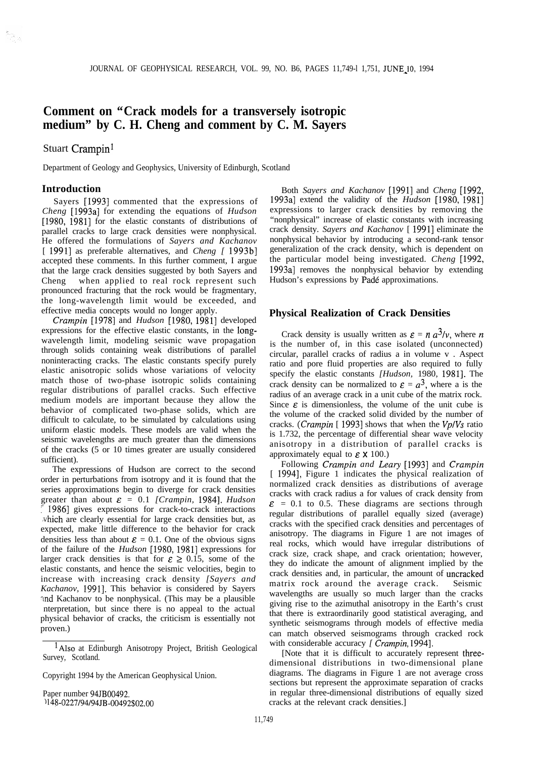# Comment on "Crack models for a transversely isotropic medium" by C. H. Cheng and comment by C. M. Sayers

Stuart Crampin[1]

Department of Geology and Geophysics, University of Edinburgh, Scotland

## Introduction

Sayers [1993] commented that the expressions of *Cheng* [1993a] for extending the equations of *Hudson* [1980, 1981] for the elastic constants of distributions of parallel cracks to large crack densities were nonphysical. He offered the formulations of *Sayers and Kachanov* [1991] as preferable alternatives, and *Cheng* [1993b] accepted these comments. In this further comment, I argue that the large crack densities suggested by both Sayers and Cheng when applied to real rock represent such pronounced fracturing that the rock would be fragmentary, the long-wavelength limit would be exceeded, and effective media concepts would no longer apply.

*Crampin* [1978] and *Hudson* [1980, 1981] developed expressions for the effective elastic constants, in the long-wavelength limit, modeling seismic wave propagation through solids containing weak distributions of parallel noninteracting cracks. The elastic constants specify purely elastic anisotropic solids whose variations of velocity match those of two-phase isotropic solids containing regular distributions of parallel cracks. Such effective medium models are important because they allow the behavior of complicated two-phase solids, which are difficult to calculate, to be simulated by calculations using uniform elastic models. These models are valid when the seismic wavelengths are much greater than the dimensions of the cracks (5 or 10 times greater are usually considered sufficient).

The expressions of Hudson are correct to the second order in perturbations from isotropy and it is found that the series approximations begin to diverge for crack densities greater than about $\varepsilon$ = 0.1 *[Crampin,* 1984]. *Hudson* [1986] gives expressions for crack-to-crack interactions which are clearly essential for large crack densities but, as expected, make little difference to the behavior for crack densities less than about $\varepsilon$ = 0.1. One of the obvious signs of the failure of the *Hudson* [1980, 1981] expressions for larger crack densities is that for $\varepsilon \geq$ 0.15, some of the elastic constants, and hence the seismic velocities, begin to increase with increasing crack density *[Sayers and Kachanov,* 1991]. This behavior is considered by Sayers and Kachanov to be nonphysical. (This may be a plausible interpretation, but since there is no appeal to the actual physical behavior of cracks, the criticism is essentially not proven.)

Both *Sayers and Kachanov* [1991] and *Cheng* [1992, 1993a] extend the validity of the *Hudson* [1980, 1981] expressions to larger crack densities by removing the "nonphysical" increase of elastic constants with increasing crack density. *Sayers and Kachanov* [1991] eliminate the nonphysical behavior by introducing a second-rank tensor generalization of the crack density, which is dependent on the particular model being investigated. *Cheng* [1992, 1993a] removes the nonphysical behavior by extending Hudson's expressions by Padé approximations.

## Physical Realization of Crack Densities

Crack density is usually written as $\varepsilon = n\,a^3/v$, where $n$ is the number of, in this case isolated (unconnected) circular, parallel cracks of radius a in volume v . Aspect ratio and pore fluid properties are also required to fully specify the elastic constants *[Hudson,* 1980, 1981]. The crack density can be normalized to $\varepsilon = a^3$, where a is the radius of an average crack in a unit cube of the matrix rock. Since $\varepsilon$ is dimensionless, the volume of the unit cube is the volume of the cracked solid divided by the number of cracks. (*Crampin* [1993] shows that when the *Vp*/*Vs* ratio is 1.732, the percentage of differential shear wave velocity anisotropy in a distribution of parallel cracks is approximately equal to $\varepsilon \times 100$.)

Following *Crampin and Leary* [1993] and *Crampin* [1994], Figure 1 indicates the physical realization of normalized crack densities as distributions of average cracks with crack radius a for values of crack density from $\varepsilon$ = 0.1 to 0.5. These diagrams are sections through regular distributions of parallel equally sized (average) cracks with the specified crack densities and percentages of anisotropy. The diagrams in Figure 1 are not images of real rocks, which would have irregular distributions of crack size, crack shape, and crack orientation; however, they do indicate the amount of alignment implied by the crack densities and, in particular, the amount of uncracked matrix rock around the average crack. Seismic wavelengths are usually so much larger than the cracks giving rise to the azimuthal anisotropy in the Earth's crust that there is extraordinarily good statistical averaging, and synthetic seismograms through models of effective media can match observed seismograms through cracked rock with considerable accuracy *[Crampin,* 1994].

[Note that it is difficult to accurately represent three-dimensional distributions in two-dimensional plane diagrams. The diagrams in Figure 1 are not average cross sections but represent the approximate separation of cracks in regular three-dimensional distributions of equally sized cracks at the relevant crack densities.]

---

[1] Also at Edinburgh Anisotropy Project, British Geological Survey, Scotland.

Copyright 1994 by the American Geophysical Union.

Paper number 94JB00492.
0148-0227/94/94JB-00492$02.00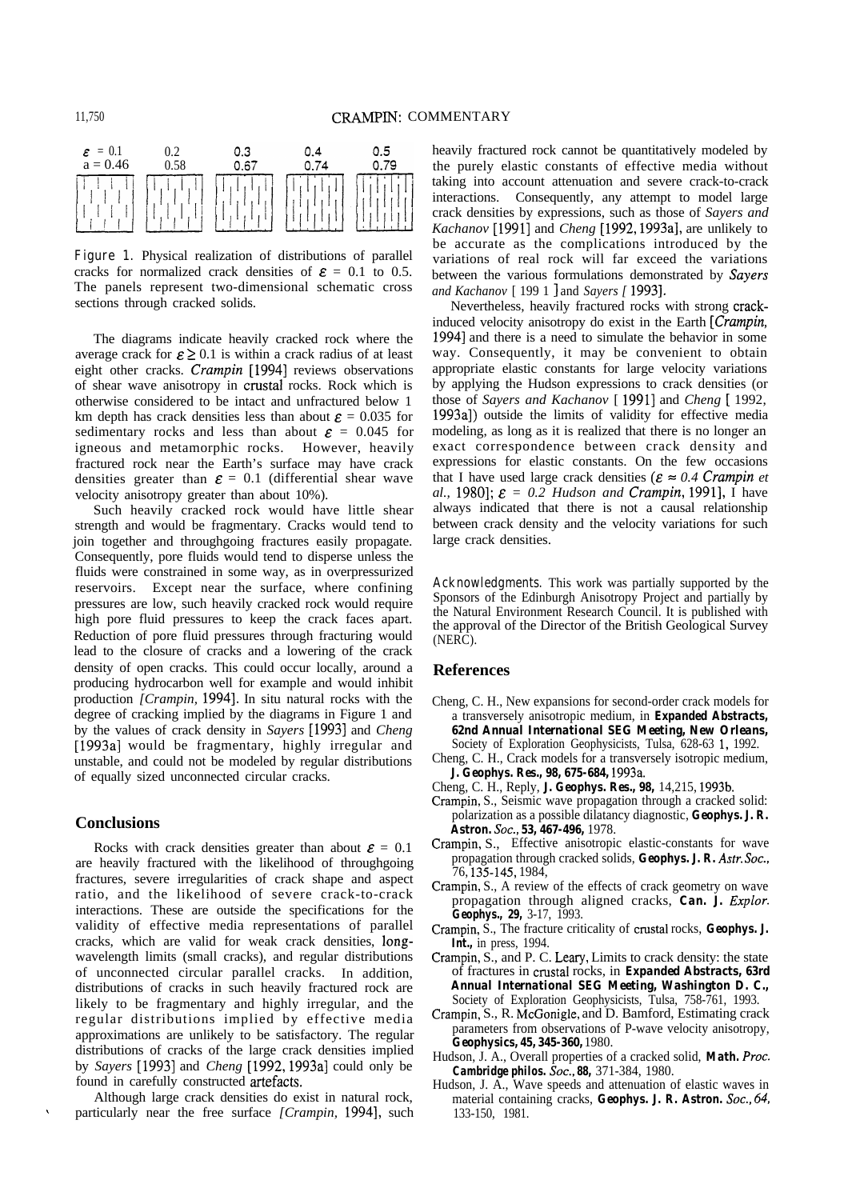| $\varepsilon$ = 0.1 | 0.2 | 0.3 | 0.4 | 0.5 |
|---|---|---|---|---|
| a = 0.46 | 0.58 | 0.67 | 0.74 | 0.79 |

Figure 1. Physical realization of distributions of parallel cracks for normalized crack densities of $\varepsilon$ = 0.1 to 0.5. The panels represent two-dimensional schematic cross sections through cracked solids.

The diagrams indicate heavily cracked rock where the average crack for $\varepsilon \geq 0.1$ is within a crack radius of at least eight other cracks. *Crampin* [1994] reviews observations of shear wave anisotropy in crustal rocks. Rock which is otherwise considered to be intact and unfractured below 1 km depth has crack densities less than about $\varepsilon$ = 0.035 for sedimentary rocks and less than about $\varepsilon$ = 0.045 for igneous and metamorphic rocks. However, heavily fractured rock near the Earth's surface may have crack densities greater than $\varepsilon$ = 0.1 (differential shear wave velocity anisotropy greater than about 10%).

Such heavily cracked rock would have little shear strength and would be fragmentary. Cracks would tend to join together and throughgoing fractures easily propagate. Consequently, pore fluids would tend to disperse unless the fluids were constrained in some way, as in overpressurized reservoirs. Except near the surface, where confining pressures are low, such heavily cracked rock would require high pore fluid pressures to keep the crack faces apart. Reduction of pore fluid pressures through fracturing would lead to the closure of cracks and a lowering of the crack density of open cracks. This could occur locally, around a producing hydrocarbon well for example and would inhibit production *[Crampin,* 1994]. In situ natural rocks with the degree of cracking implied by the diagrams in Figure 1 and by the values of crack density in *Sayers* [1993] and *Cheng* [1993a] would be fragmentary, highly irregular and unstable, and could not be modeled by regular distributions of equally sized unconnected circular cracks.

## Conclusions

Rocks with crack densities greater than about $\varepsilon$ = 0.1 are heavily fractured with the likelihood of throughgoing fractures, severe irregularities of crack shape and aspect ratio, and the likelihood of severe crack-to-crack interactions. These are outside the specifications for the validity of effective media representations of parallel cracks, which are valid for weak crack densities, long-wavelength limits (small cracks), and regular distributions of unconnected circular parallel cracks. In addition, distributions of cracks in such heavily fractured rock are likely to be fragmentary and highly irregular, and the regular distributions implied by effective media approximations are unlikely to be satisfactory. The regular distributions of cracks of the large crack densities implied by *Sayers* [1993] and *Cheng* [1992, 1993a] could only be found in carefully constructed artefacts.

Although large crack densities do exist in natural rock, particularly near the free surface *[Crampin,* 1994], such heavily fractured rock cannot be quantitatively modeled by the purely elastic constants of effective media without taking into account attenuation and severe crack-to-crack interactions. Consequently, any attempt to model large crack densities by expressions, such as those of *Sayers and Kachanov* [1991] and *Cheng* [1992, 1993a], are unlikely to be accurate as the complications introduced by the variations of real rock will far exceed the variations between the various formulations demonstrated by *Sayers and Kachanov* [1991] and *Sayers [* 1993].

Nevertheless, heavily fractured rocks with strong crack-induced velocity anisotropy do exist in the Earth [*Crampin*, 1994] and there is a need to simulate the behavior in some way. Consequently, it may be convenient to obtain appropriate elastic constants for large velocity variations by applying the Hudson expressions to crack densities (or those of *Sayers and Kachanov* [1991] and *Cheng* [1992, 1993a]) outside the limits of validity for effective media modeling, as long as it is realized that there is no longer an exact correspondence between crack density and expressions for elastic constants. On the few occasions that I have used large crack densities ($\varepsilon \approx 0.4$ *Crampin et al.,* 1980]; $\varepsilon$ = 0.2 *Hudson and Crampin*, 1991], I have always indicated that there is not a causal relationship between crack density and the velocity variations for such large crack densities.

*Acknowledgments.* This work was partially supported by the Sponsors of the Edinburgh Anisotropy Project and partially by the Natural Environment Research Council. It is published with the approval of the Director of the British Geological Survey (NERC).

## References

- Cheng, C. H., New expansions for second-order crack models for a transversely anisotropic medium, in **Expanded Abstracts, 62nd Annual International SEG Meeting, New Orleans,** Society of Exploration Geophysicists, Tulsa, 628-631, 1992.
- Cheng, C. H., Crack models for a transversely isotropic medium, **J. Geophys. Res., 98, 675-684,** 1993a.
- Cheng, C. H., Reply, **J. Geophys. Res., 98,** 14,215, 1993b.
- Crampin, S., Seismic wave propagation through a cracked solid: polarization as a possible dilatancy diagnostic, **Geophys. J. R. Astron. Soc., 53, 467-496,** 1978.
- Crampin, S., Effective anisotropic elastic-constants for wave propagation through cracked solids, **Geophys. J. R.** *Astr. Soc.*, 76, 135-145, 1984,
- Crampin, S., A review of the effects of crack geometry on wave propagation through aligned cracks, **Can. J.** *Explor.* **Geophys., 29,** 3-17, 1993.
- Crampin, S., The fracture criticality of crustal rocks, **Geophys. J. Int.,** in press, 1994.
- Crampin, S., and P. C. Leary, Limits to crack density: the state of fractures in crustal rocks, in **Expanded Abstracts, 63rd Annual International SEG Meeting, Washington D. C.,** Society of Exploration Geophysicists, Tulsa, 758-761, 1993.
- Crampin, S., R. McGonigle, and D. Bamford, Estimating crack parameters from observations of P-wave velocity anisotropy, **Geophysics, 45, 345-360,** 1980.
- Hudson, J. A., Overall properties of a cracked solid, **Math.** *Proc.* **Cambridge philos.** *Soc.*, **88,** 371-384, 1980.
- Hudson, J. A., Wave speeds and attenuation of elastic waves in material containing cracks, **Geophys. J. R. Astron.** *Soc.*, *64,* 133-150, 1981.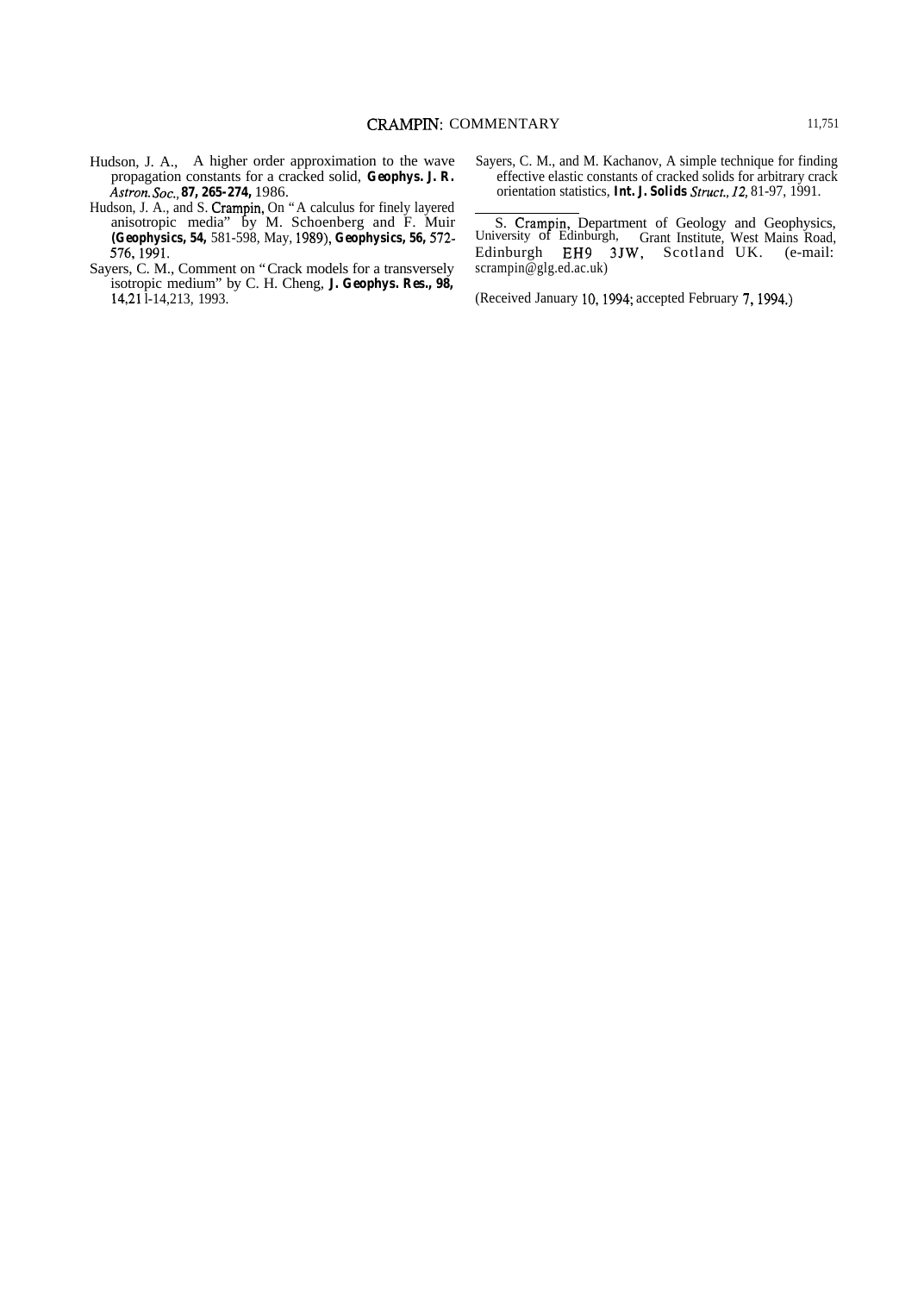Hudson, J. A., A higher order approximation to the wave propagation constants for a cracked solid, **Geophys. J. R.** *Astron. Soc.,* **87, 265-274,** 1986.

Hudson, J. A., and S. Crampin, On "A calculus for finely layered anisotropic media" by M. Schoenberg and F. Muir **(Geophysics, 54,** 581-598, May, 1989), **Geophysics, 56,** 572-576, 1991.

Sayers, C. M., Comment on "Crack models for a transversely isotropic medium" by C. H. Cheng, **J. Geophys. Res., 98,** 14,21 l-14,213, 1993.

Sayers, C. M., and M. Kachanov, A simple technique for finding effective elastic constants of cracked solids for arbitrary crack orientation statistics, **Int. J. Solids** *Struct., 12,* 81-97, 1991.

---

S. Crampin, Department of Geology and Geophysics, University of Edinburgh, Grant Institute, West Mains Road, Edinburgh EH9 3JW, Scotland UK. (e-mail: scrampin@glg.ed.ac.uk)

(Received January 10, 1994; accepted February 7, 1994.)